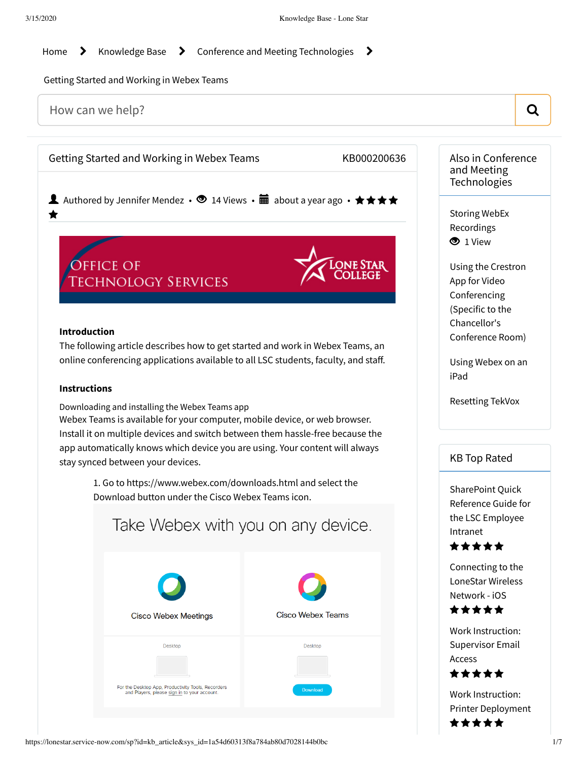Home > Knowledge Base > Conference and Meeting Technologies >

Getting Started and Working in Webex Teams

How can we help?

# Getting Started and Working in Webex Teams

KB000200636

Authored by Jennifer Mendez • 14 Views • about a year ago • ★★★★★

OFFICE OF TECHNOLOGY SERVICES — LONE STAR COLLEGE

**Introduction**

The following article describes how to get started and work in Webex Teams, an online conferencing applications available to all LSC students, faculty, and staff.

**Instructions**

Downloading and installing the Webex Teams app

Webex Teams is available for your computer, mobile device, or web browser. Install it on multiple devices and switch between them hassle-free because the app automatically knows which device you are using. Your content will always stay synced between your devices.

1. Go to https://www.webex.com/downloads.html and select the Download button under the Cisco Webex Teams icon.

Take Webex with you on any device.

| Cisco Webex Meetings | Cisco Webex Teams |
| --- | --- |
| Desktop | Desktop |
| For the Desktop App, Productivity Tools, Recorders and Players, please sign in to your account. | Download |

## Also in Conference and Meeting Technologies

- Storing WebEx Recordings — 1 View
- Using the Crestron App for Video Conferencing (Specific to the Chancellor's Conference Room)
- Using Webex on an iPad
- Resetting TekVox

## KB Top Rated

- SharePoint Quick Reference Guide for the LSC Employee Intranet ★★★★★
- Connecting to the LoneStar Wireless Network - iOS ★★★★★
- Work Instruction: Supervisor Email Access ★★★★★
- Work Instruction: Printer Deployment ★★★★★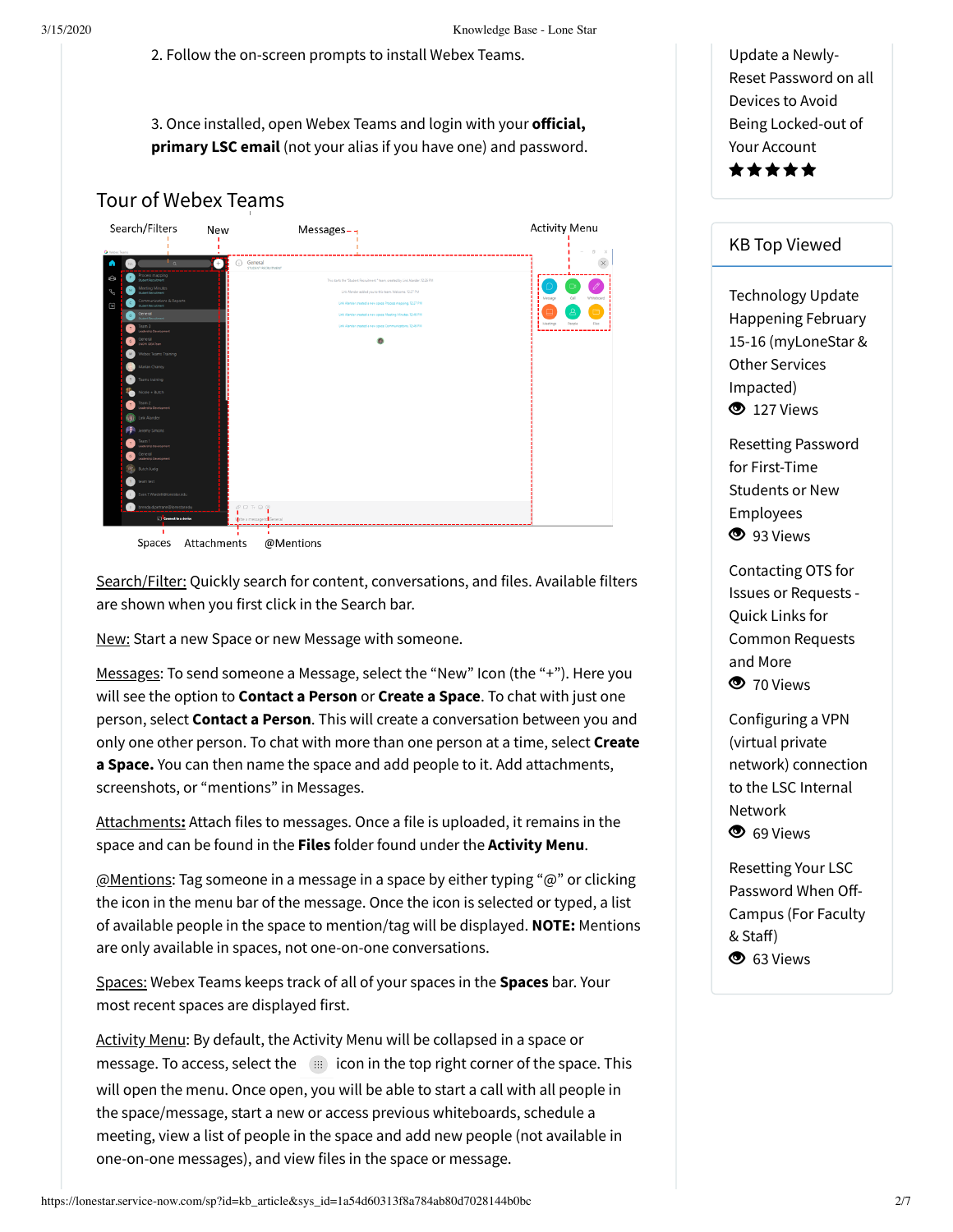2. Follow the on-screen prompts to install Webex Teams.

3. Once installed, open Webex Teams and login with your **official, primary LSC email** (not your alias if you have one) and password.

## Tour of Webex Teams

Search/Filters New Messages Activity Menu

Spaces Attachments @Mentions

Search/Filter: Quickly search for content, conversations, and files. Available filters are shown when you first click in the Search bar.

New: Start a new Space or new Message with someone.

Messages: To send someone a Message, select the "New" Icon (the "+"). Here you will see the option to **Contact a Person** or **Create a Space**. To chat with just one person, select **Contact a Person**. This will create a conversation between you and only one other person. To chat with more than one person at a time, select **Create a Space.** You can then name the space and add people to it. Add attachments, screenshots, or "mentions" in Messages.

Attachments**:** Attach files to messages. Once a file is uploaded, it remains in the space and can be found in the **Files** folder found under the **Activity Menu**.

@Mentions: Tag someone in a message in a space by either typing "@" or clicking the icon in the menu bar of the message. Once the icon is selected or typed, a list of available people in the space to mention/tag will be displayed. **NOTE:** Mentions are only available in spaces, not one-on-one conversations.

Spaces: Webex Teams keeps track of all of your spaces in the **Spaces** bar. Your most recent spaces are displayed first.

Activity Menu: By default, the Activity Menu will be collapsed in a space or message. To access, select the icon in the top right corner of the space. This will open the menu. Once open, you will be able to start a call with all people in the space/message, start a new or access previous whiteboards, schedule a meeting, view a list of people in the space and add new people (not available in one-on-one messages), and view files in the space or message.

Update a Newly-Reset Password on all Devices to Avoid Being Locked-out of Your Account

★★★★★

## KB Top Viewed

Technology Update Happening February 15-16 (myLoneStar & Other Services Impacted)
127 Views

Resetting Password for First-Time Students or New Employees
93 Views

Contacting OTS for Issues or Requests - Quick Links for Common Requests and More
70 Views

Configuring a VPN (virtual private network) connection to the LSC Internal Network
69 Views

Resetting Your LSC Password When Off-Campus (For Faculty & Staff)
63 Views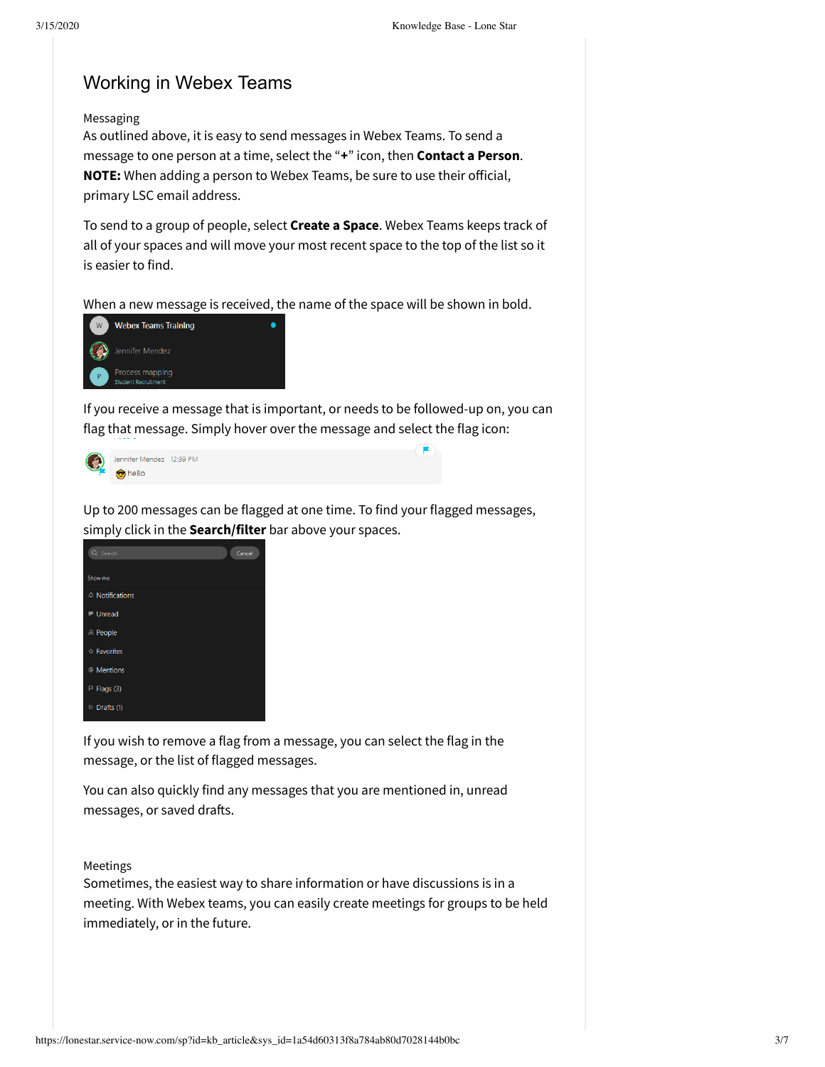# Working in Webex Teams

Messaging

As outlined above, it is easy to send messages in Webex Teams. To send a message to one person at a time, select the "**+**" icon, then **Contact a Person**. **NOTE:** When adding a person to Webex Teams, be sure to use their official, primary LSC email address.

To send to a group of people, select **Create a Space**. Webex Teams keeps track of all of your spaces and will move your most recent space to the top of the list so it is easier to find.

When a new message is received, the name of the space will be shown in bold.

If you receive a message that is important, or needs to be followed-up on, you can flag that message. Simply hover over the message and select the flag icon:

Up to 200 messages can be flagged at one time. To find your flagged messages, simply click in the **Search/filter** bar above your spaces.

If you wish to remove a flag from a message, you can select the flag in the message, or the list of flagged messages.

You can also quickly find any messages that you are mentioned in, unread messages, or saved drafts.

Meetings

Sometimes, the easiest way to share information or have discussions is in a meeting. With Webex teams, you can easily create meetings for groups to be held immediately, or in the future.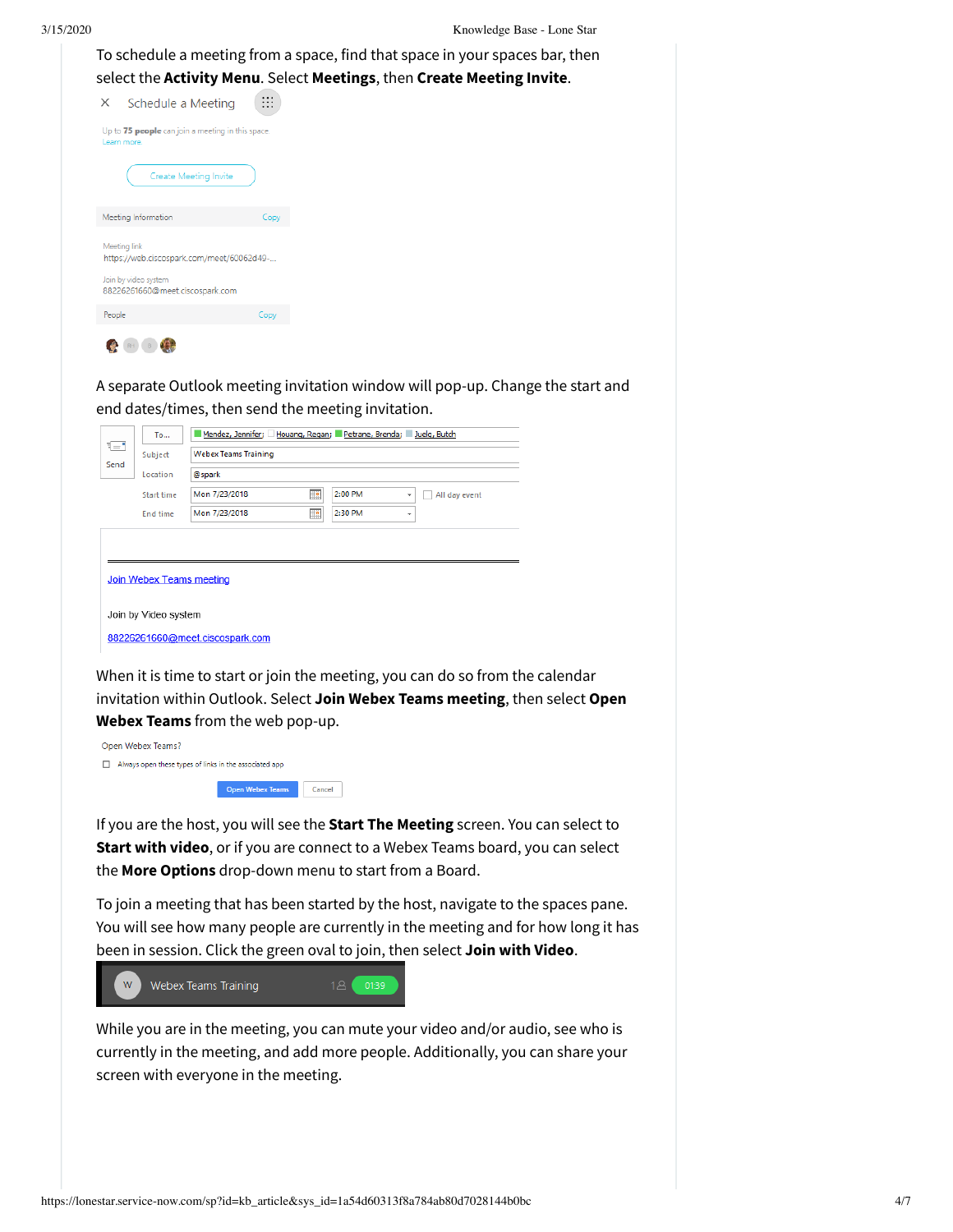To schedule a meeting from a space, find that space in your spaces bar, then select the **Activity Menu**. Select **Meetings**, then **Create Meeting Invite**.

A separate Outlook meeting invitation window will pop-up. Change the start and end dates/times, then send the meeting invitation.

When it is time to start or join the meeting, you can do so from the calendar invitation within Outlook. Select **Join Webex Teams meeting**, then select **Open Webex Teams** from the web pop-up.

If you are the host, you will see the **Start The Meeting** screen. You can select to **Start with video**, or if you are connect to a Webex Teams board, you can select the **More Options** drop-down menu to start from a Board.

To join a meeting that has been started by the host, navigate to the spaces pane. You will see how many people are currently in the meeting and for how long it has been in session. Click the green oval to join, then select **Join with Video**.

While you are in the meeting, you can mute your video and/or audio, see who is currently in the meeting, and add more people. Additionally, you can share your screen with everyone in the meeting.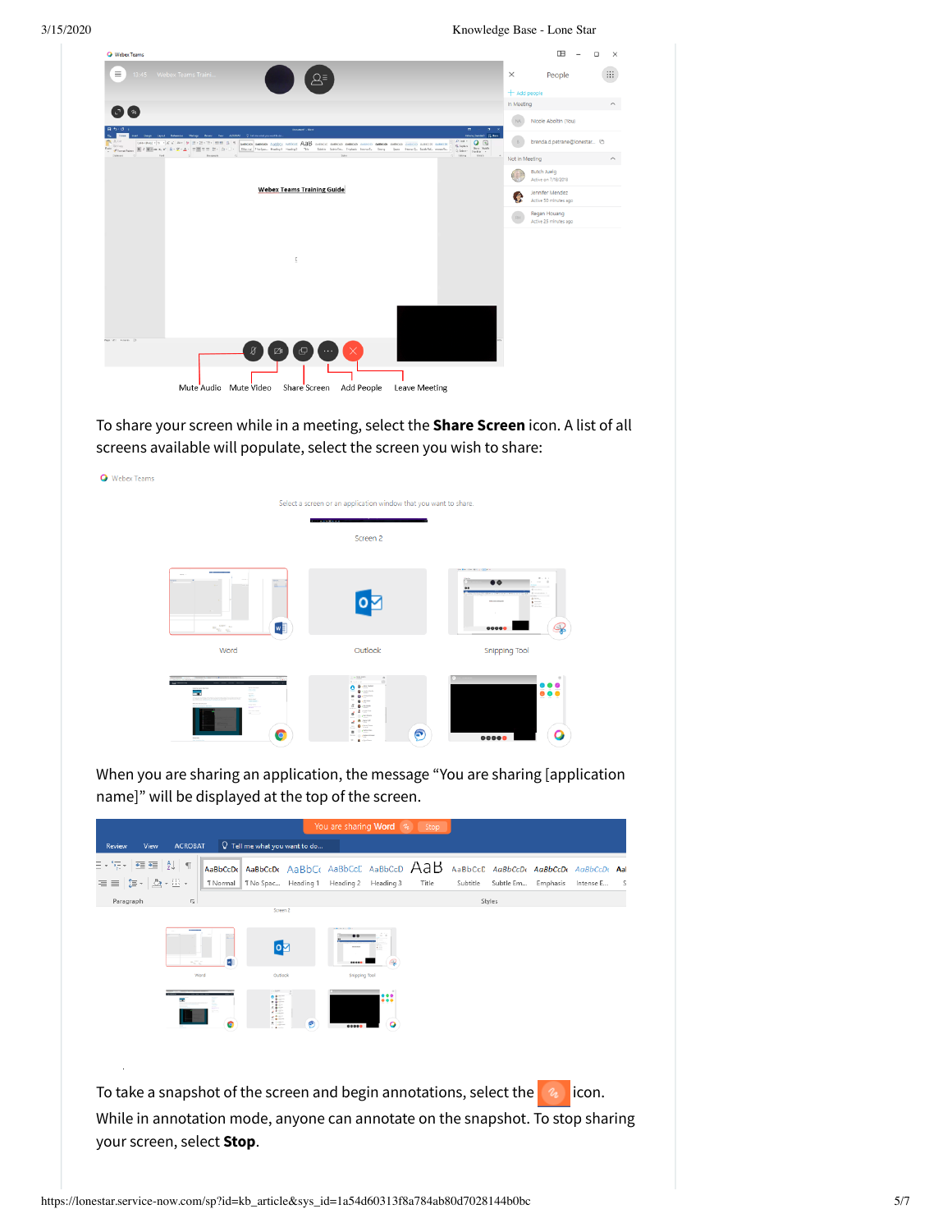Mute Audio Mute Video Share Screen Add People Leave Meeting

To share your screen while in a meeting, select the **Share Screen** icon. A list of all screens available will populate, select the screen you wish to share:

When you are sharing an application, the message “You are sharing [application name]” will be displayed at the top of the screen.

To take a snapshot of the screen and begin annotations, select the icon. While in annotation mode, anyone can annotate on the snapshot. To stop sharing your screen, select **Stop**.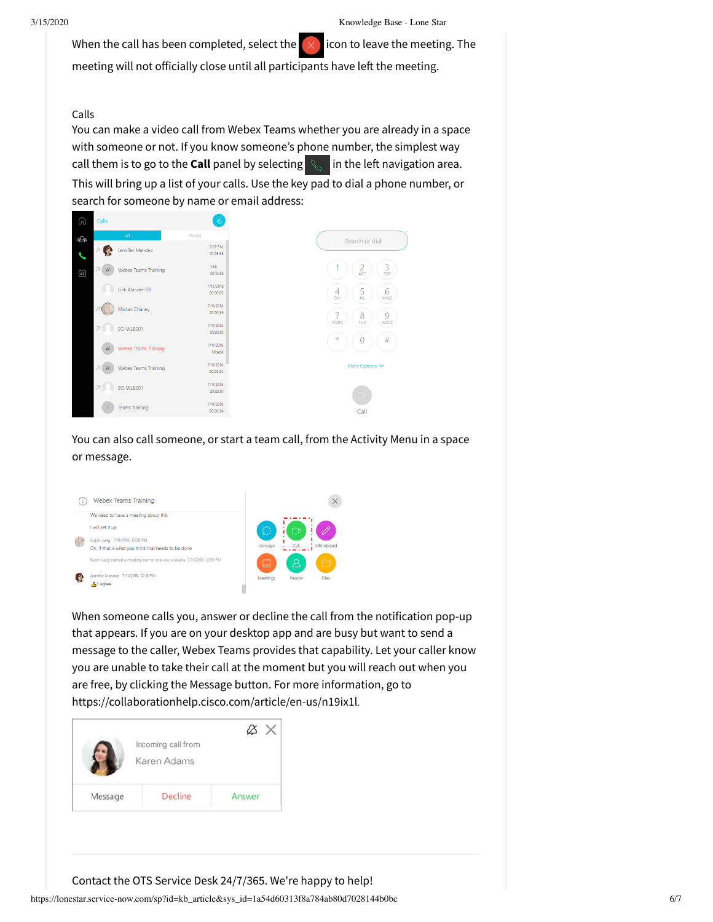When the call has been completed, select the icon to leave the meeting. The meeting will not officially close until all participants have left the meeting.

Calls

You can make a video call from Webex Teams whether you are already in a space with someone or not. If you know someone's phone number, the simplest way call them is to go to the **Call** panel by selecting in the left navigation area. This will bring up a list of your calls. Use the key pad to dial a phone number, or search for someone by name or email address:

You can also call someone, or start a team call, from the Activity Menu in a space or message.

When someone calls you, answer or decline the call from the notification pop-up that appears. If you are on your desktop app and are busy but want to send a message to the caller, Webex Teams provides that capability. Let your caller know you are unable to take their call at the moment but you will reach out when you are free, by clicking the Message button. For more information, go to https://collaborationhelp.cisco.com/article/en-us/n19ix1l.

---

Contact the OTS Service Desk 24/7/365. We're happy to help!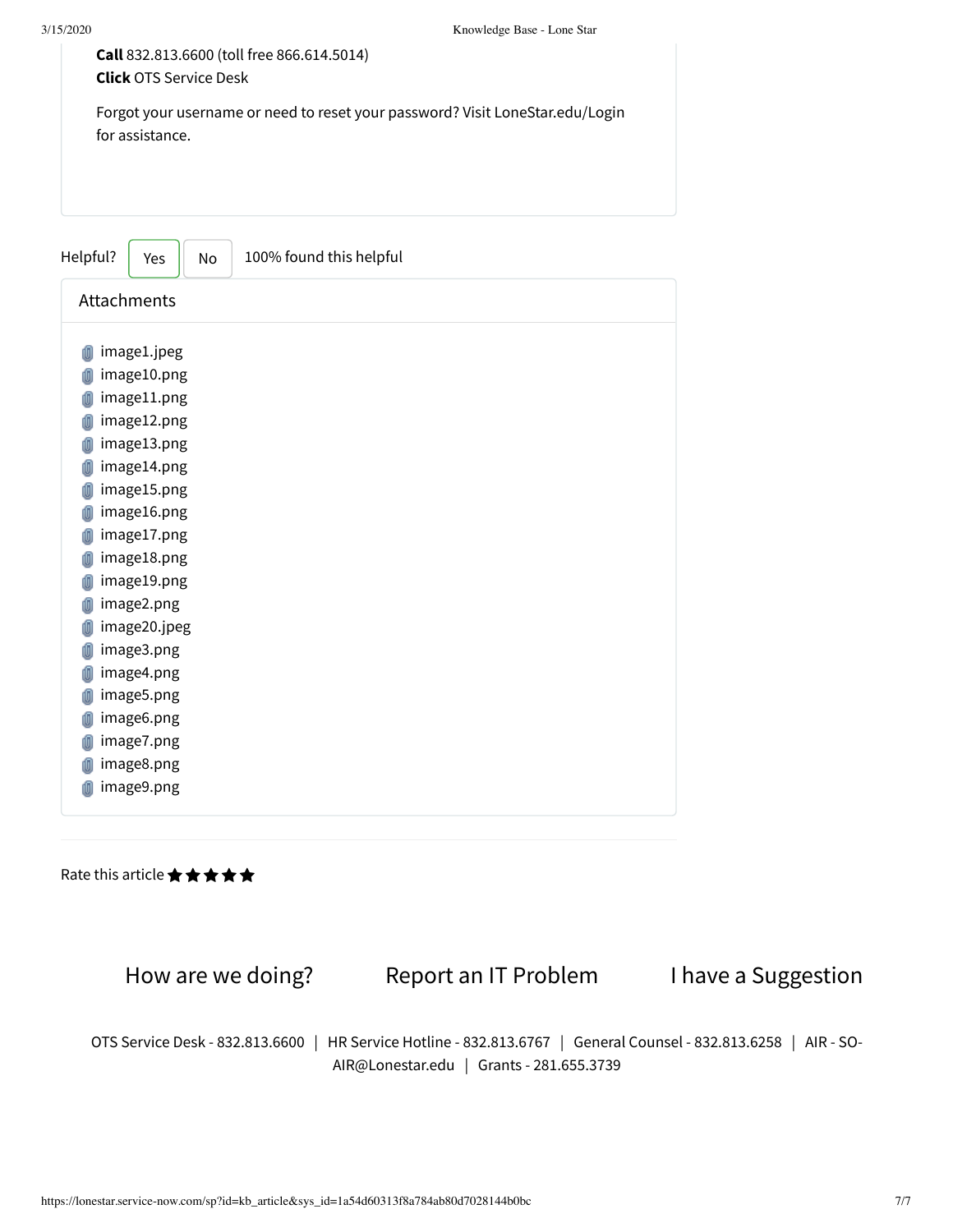**Call** 832.813.6600 (toll free 866.614.5014)
**Click** OTS Service Desk

Forgot your username or need to reset your password? Visit LoneStar.edu/Login for assistance.

Helpful? Yes No 100% found this helpful

## Attachments

- image1.jpeg
- image10.png
- image11.png
- image12.png
- image13.png
- image14.png
- image15.png
- image16.png
- image17.png
- image18.png
- image19.png
- image2.png
- image20.jpeg
- image3.png
- image4.png
- image5.png
- image6.png
- image7.png
- image8.png
- image9.png

Rate this article ★★★★★

How are we doing? Report an IT Problem I have a Suggestion

OTS Service Desk - 832.813.6600 | HR Service Hotline - 832.813.6767 | General Counsel - 832.813.6258 | AIR - SO-AIR@Lonestar.edu | Grants - 281.655.3739